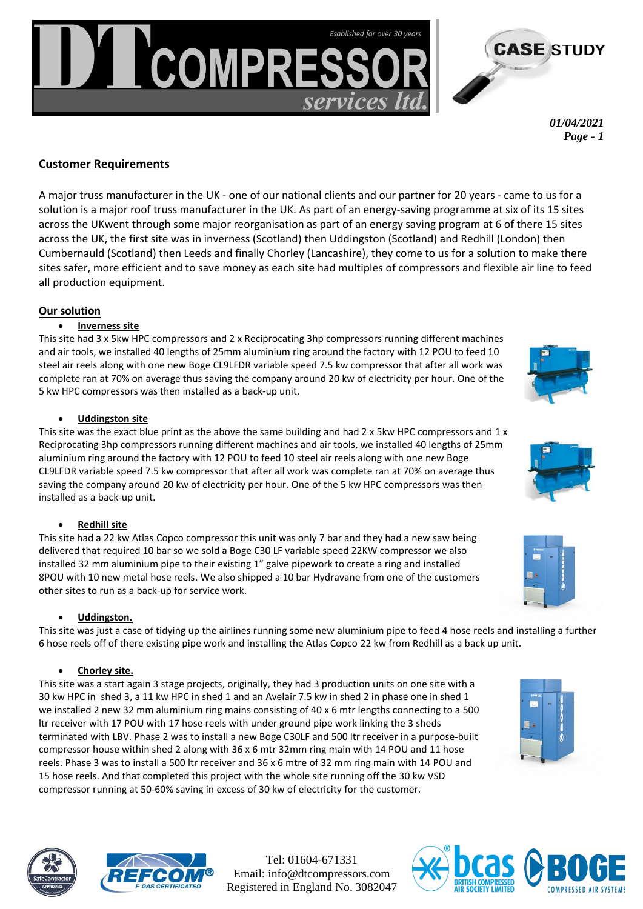# DT COMPRESSOR services ltd.

*Esablished for over 30 years*

**CASE STUDY**

***01/04/2021***

## Customer Requirements

A major truss manufacturer in the UK - one of our national clients and our partner for 20 years - came to us for a solution is a major roof truss manufacturer in the UK. As part of an energy-saving programme at six of its 15 sites across the UKwent through some major reorganisation as part of an energy saving program at 6 of there 15 sites across the UK, the first site was in inverness (Scotland) then Uddingston (Scotland) and Redhill (London) then Cumbernauld (Scotland) then Leeds and finally Chorley (Lancashire), they come to us for a solution to make there sites safer, more efficient and to save money as each site had multiples of compressors and flexible air line to feed all production equipment.

## Our solution

- **Inverness site**

This site had 3 x 5kw HPC compressors and 2 x Reciprocating 3hp compressors running different machines and air tools, we installed 40 lengths of 25mm aluminium ring around the factory with 12 POU to feed 10 steel air reels along with one new Boge CL9LFDR variable speed 7.5 kw compressor that after all work was complete ran at 70% on average thus saving the company around 20 kw of electricity per hour. One of the 5 kw HPC compressors was then installed as a back-up unit.

- **Uddingston site**

This site was the exact blue print as the above the same building and had 2 x 5kw HPC compressors and 1 x Reciprocating 3hp compressors running different machines and air tools, we installed 40 lengths of 25mm aluminium ring around the factory with 12 POU to feed 10 steel air reels along with one new Boge CL9LFDR variable speed 7.5 kw compressor that after all work was complete ran at 70% on average thus saving the company around 20 kw of electricity per hour. One of the 5 kw HPC compressors was then installed as a back-up unit.

- **Redhill site**

This site had a 22 kw Atlas Copco compressor this unit was only 7 bar and they had a new saw being delivered that required 10 bar so we sold a Boge C30 LF variable speed 22KW compressor we also installed 32 mm aluminium pipe to their existing 1" galve pipework to create a ring and installed 8POU with 10 new metal hose reels. We also shipped a 10 bar Hydravane from one of the customers other sites to run as a back-up for service work.

- **Uddingston.**

This site was just a case of tidying up the airlines running some new aluminium pipe to feed 4 hose reels and installing a further 6 hose reels off of there existing pipe work and installing the Atlas Copco 22 kw from Redhill as a back up unit.

- **Chorley site.**

This site was a start again 3 stage projects, originally, they had 3 production units on one site with a 30 kw HPC in shed 3, a 11 kw HPC in shed 1 and an Avelair 7.5 kw in shed 2 in phase one in shed 1 we installed 2 new 32 mm aluminium ring mains consisting of 40 x 6 mtr lengths connecting to a 500 ltr receiver with 17 POU with 17 hose reels with under ground pipe work linking the 3 sheds terminated with LBV. Phase 2 was to install a new Boge C30LF and 500 ltr receiver in a purpose-built compressor house within shed 2 along with 36 x 6 mtr 32mm ring main with 14 POU and 11 hose reels. Phase 3 was to install a 500 ltr receiver and 36 x 6 mtre of 32 mm ring main with 14 POU and 15 hose reels. And that completed this project with the whole site running off the 30 kw VSD compressor running at 50-60% saving in excess of 30 kw of electricity for the customer.

Tel: 01604-671331
Email: info@dtcompressors.com
Registered in England No. 3082047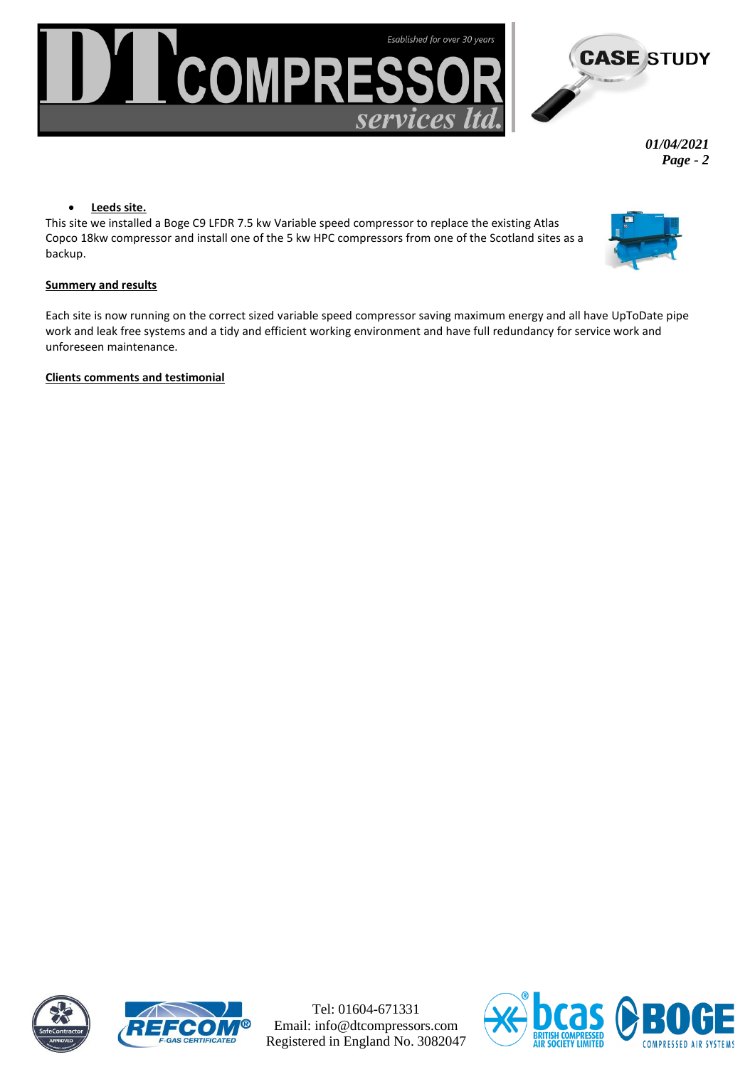- **Leeds site.**

This site we installed a Boge C9 LFDR 7.5 kw Variable speed compressor to replace the existing Atlas Copco 18kw compressor and install one of the 5 kw HPC compressors from one of the Scotland sites as a backup.

**Summery and results**

Each site is now running on the correct sized variable speed compressor saving maximum energy and all have UpToDate pipe work and leak free systems and a tidy and efficient working environment and have full redundancy for service work and unforeseen maintenance.

**Clients comments and testimonial**